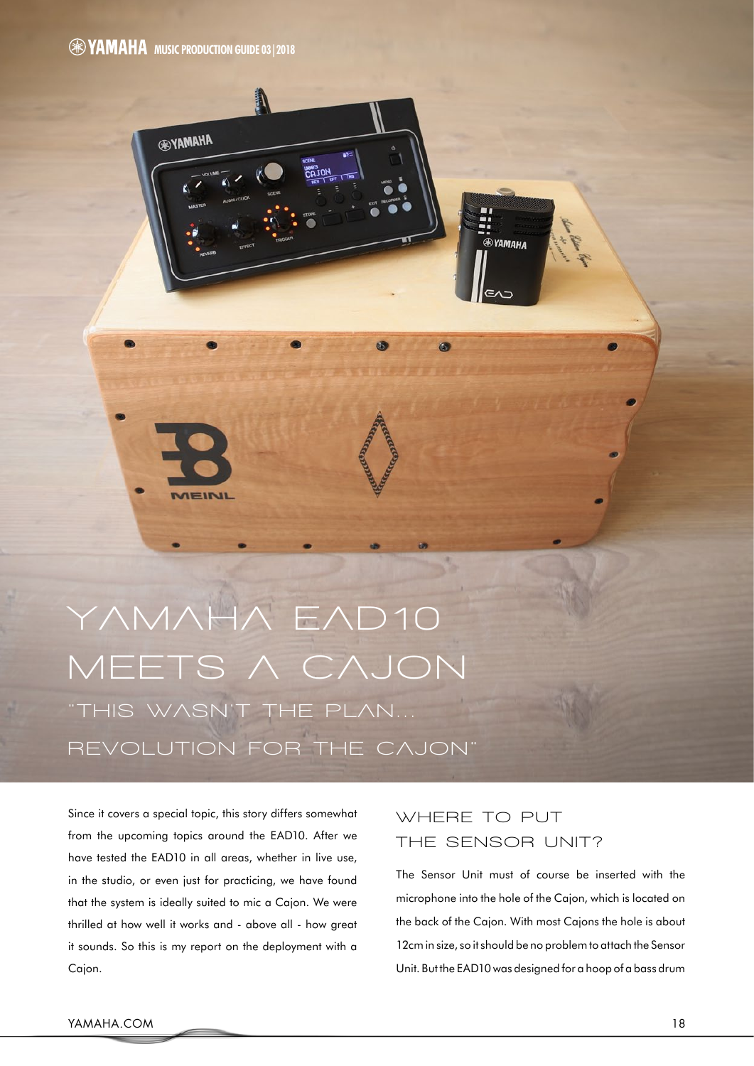# YAMAHA EAD10 MEETS A CAJON

## "THIS WASN'T THE PLAN... REVOLUTION FOR THE CAJON"

Since it covers a special topic, this story differs somewhat from the upcoming topics around the EAD10. After we have tested the EAD10 in all areas, whether in live use, in the studio, or even just for practicing, we have found that the system is ideally suited to mic a Cajon. We were thrilled at how well it works and - above all - how great it sounds. So this is my report on the deployment with a Cajon.

### WHERE TO PUT THE SENSOR UNIT?

The Sensor Unit must of course be inserted with the microphone into the hole of the Cajon, which is located on the back of the Cajon. With most Cajons the hole is about 12cm in size, so it should be no problem to attach the Sensor Unit. But the EAD10 was designed for a hoop of a bass drum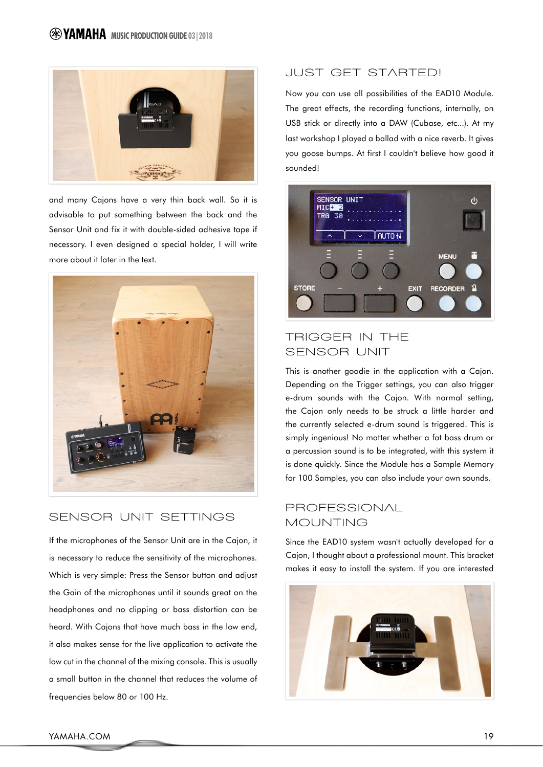and many Cajons have a very thin back wall. So it is advisable to put something between the back and the Sensor Unit and fix it with double-sided adhesive tape if necessary. I even designed a special holder, I will write more about it later in the text.

## SENSOR UNIT SETTINGS

If the microphones of the Sensor Unit are in the Cajon, it is necessary to reduce the sensitivity of the microphones. Which is very simple: Press the Sensor button and adjust the Gain of the microphones until it sounds great on the headphones and no clipping or bass distortion can be heard. With Cajons that have much bass in the low end, it also makes sense for the live application to activate the low cut in the channel of the mixing console. This is usually a small button in the channel that reduces the volume of frequencies below 80 or 100 Hz.

## JUST GET STARTED!

Now you can use all possibilities of the EAD10 Module. The great effects, the recording functions, internally, on USB stick or directly into a DAW (Cubase, etc...). At my last workshop I played a ballad with a nice reverb. It gives you goose bumps. At first I couldn't believe how good it sounded!

## TRIGGER IN THE SENSOR UNIT

This is another goodie in the application with a Cajon. Depending on the Trigger settings, you can also trigger e-drum sounds with the Cajon. With normal setting, the Cajon only needs to be struck a little harder and the currently selected e-drum sound is triggered. This is simply ingenious! No matter whether a fat bass drum or a percussion sound is to be integrated, with this system it is done quickly. Since the Module has a Sample Memory for 100 Samples, you can also include your own sounds.

## PROFESSIONAL MOUNTING

Since the EAD10 system wasn't actually developed for a Cajon, I thought about a professional mount. This bracket makes it easy to install the system. If you are interested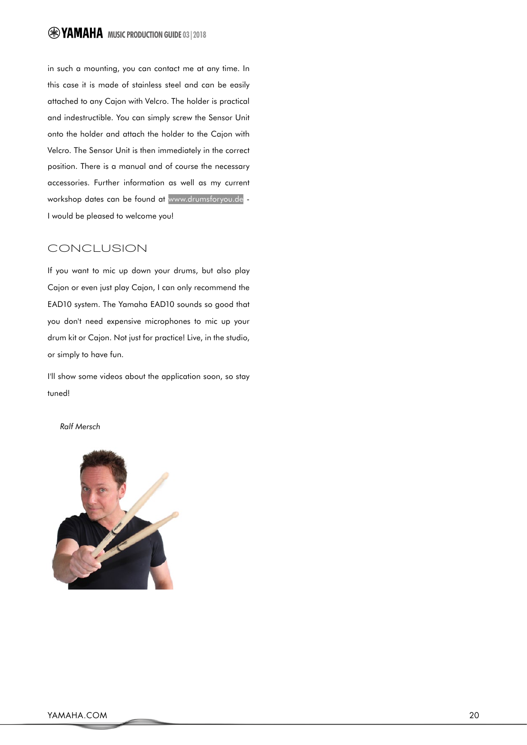in such a mounting, you can contact me at any time. In this case it is made of stainless steel and can be easily attached to any Cajon with Velcro. The holder is practical and indestructible. You can simply screw the Sensor Unit onto the holder and attach the holder to the Cajon with Velcro. The Sensor Unit is then immediately in the correct position. There is a manual and of course the necessary accessories. Further information as well as my current workshop dates can be found at www.drumsforyou.de - I would be pleased to welcome you!

## CONCLUSION

If you want to mic up down your drums, but also play Cajon or even just play Cajon, I can only recommend the EAD10 system. The Yamaha EAD10 sounds so good that you don't need expensive microphones to mic up your drum kit or Cajon. Not just for practice! Live, in the studio, or simply to have fun.

I'll show some videos about the application soon, so stay tuned!

*Ralf Mersch*